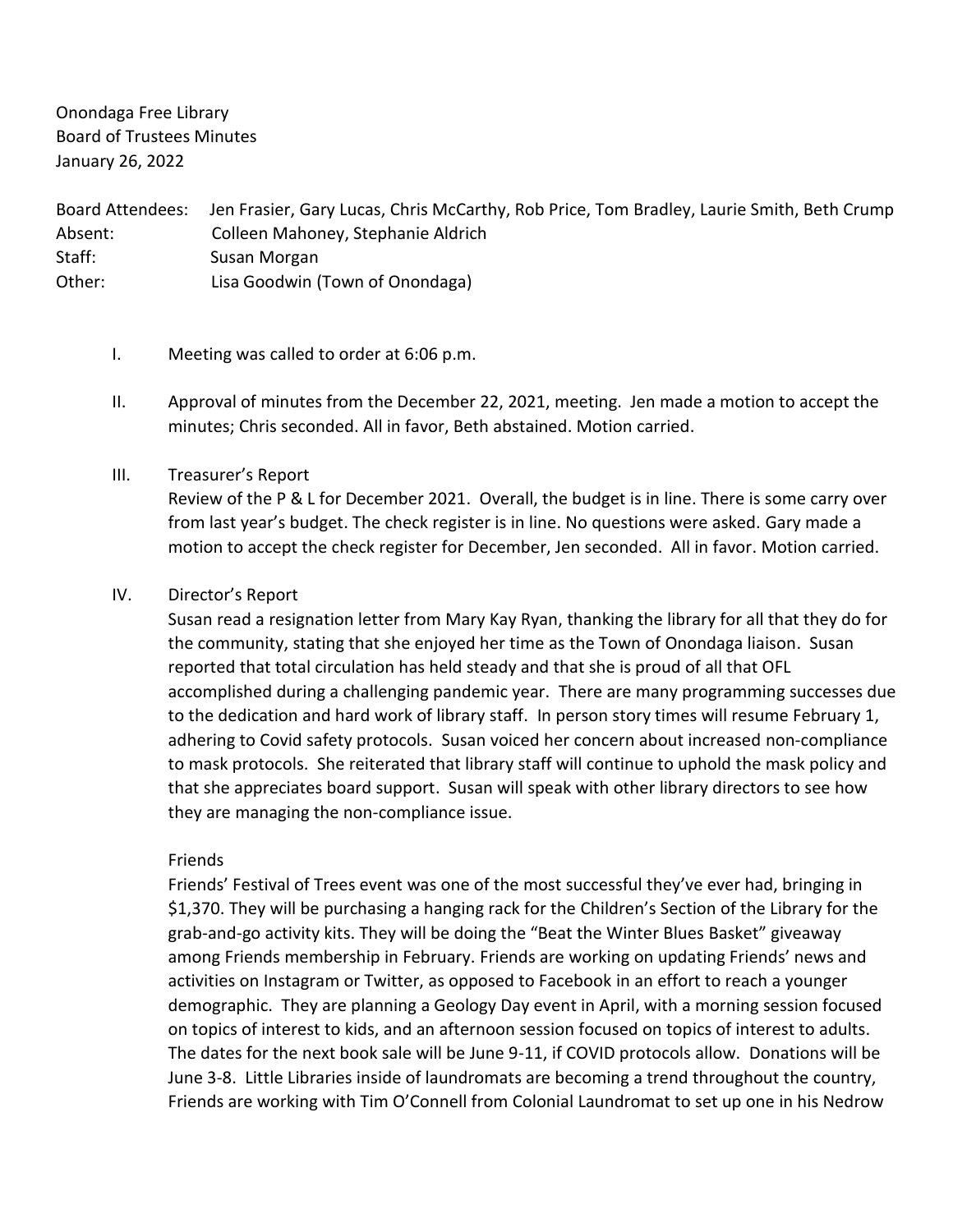Onondaga Free Library
Board of Trustees Minutes
January 26, 2022

Board Attendees: Jen Frasier, Gary Lucas, Chris McCarthy, Rob Price, Tom Bradley, Laurie Smith, Beth Crump
Absent: Colleen Mahoney, Stephanie Aldrich
Staff: Susan Morgan
Other: Lisa Goodwin (Town of Onondaga)

I. Meeting was called to order at 6:06 p.m.

II. Approval of minutes from the December 22, 2021, meeting. Jen made a motion to accept the minutes; Chris seconded. All in favor, Beth abstained. Motion carried.

III. Treasurer's Report
Review of the P & L for December 2021. Overall, the budget is in line. There is some carry over from last year's budget. The check register is in line. No questions were asked. Gary made a motion to accept the check register for December, Jen seconded. All in favor. Motion carried.

IV. Director's Report
Susan read a resignation letter from Mary Kay Ryan, thanking the library for all that they do for the community, stating that she enjoyed her time as the Town of Onondaga liaison. Susan reported that total circulation has held steady and that she is proud of all that OFL accomplished during a challenging pandemic year. There are many programming successes due to the dedication and hard work of library staff. In person story times will resume February 1, adhering to Covid safety protocols. Susan voiced her concern about increased non-compliance to mask protocols. She reiterated that library staff will continue to uphold the mask policy and that she appreciates board support. Susan will speak with other library directors to see how they are managing the non-compliance issue.

Friends
Friends' Festival of Trees event was one of the most successful they've ever had, bringing in $1,370. They will be purchasing a hanging rack for the Children's Section of the Library for the grab-and-go activity kits. They will be doing the "Beat the Winter Blues Basket" giveaway among Friends membership in February. Friends are working on updating Friends' news and activities on Instagram or Twitter, as opposed to Facebook in an effort to reach a younger demographic. They are planning a Geology Day event in April, with a morning session focused on topics of interest to kids, and an afternoon session focused on topics of interest to adults. The dates for the next book sale will be June 9-11, if COVID protocols allow. Donations will be June 3-8. Little Libraries inside of laundromats are becoming a trend throughout the country, Friends are working with Tim O'Connell from Colonial Laundromat to set up one in his Nedrow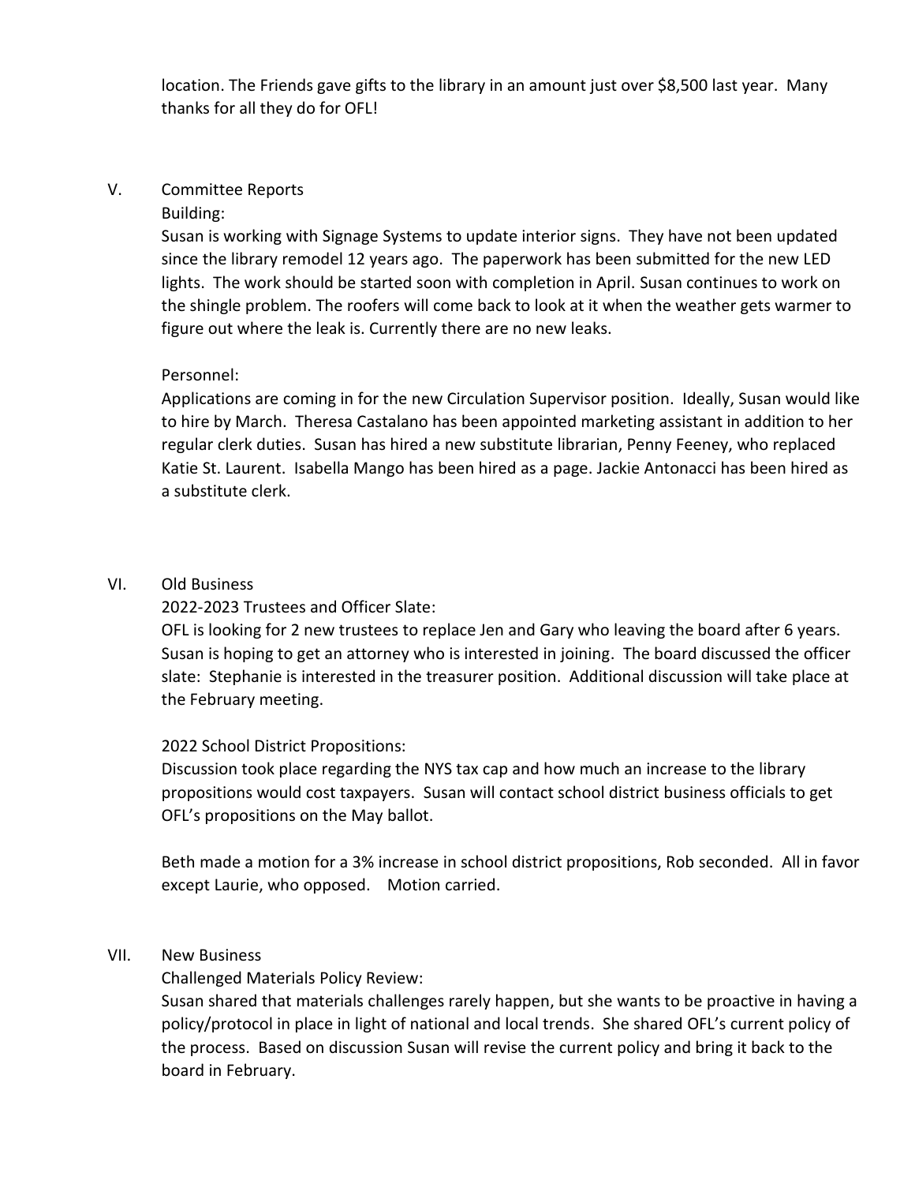location. The Friends gave gifts to the library in an amount just over $8,500 last year. Many thanks for all they do for OFL!

## V. Committee Reports

Building:

Susan is working with Signage Systems to update interior signs. They have not been updated since the library remodel 12 years ago. The paperwork has been submitted for the new LED lights. The work should be started soon with completion in April. Susan continues to work on the shingle problem. The roofers will come back to look at it when the weather gets warmer to figure out where the leak is. Currently there are no new leaks.

Personnel:

Applications are coming in for the new Circulation Supervisor position. Ideally, Susan would like to hire by March. Theresa Castalano has been appointed marketing assistant in addition to her regular clerk duties. Susan has hired a new substitute librarian, Penny Feeney, who replaced Katie St. Laurent. Isabella Mango has been hired as a page. Jackie Antonacci has been hired as a substitute clerk.

## VI. Old Business

2022-2023 Trustees and Officer Slate:

OFL is looking for 2 new trustees to replace Jen and Gary who leaving the board after 6 years. Susan is hoping to get an attorney who is interested in joining. The board discussed the officer slate: Stephanie is interested in the treasurer position. Additional discussion will take place at the February meeting.

2022 School District Propositions:

Discussion took place regarding the NYS tax cap and how much an increase to the library propositions would cost taxpayers. Susan will contact school district business officials to get OFL's propositions on the May ballot.

Beth made a motion for a 3% increase in school district propositions, Rob seconded. All in favor except Laurie, who opposed. Motion carried.

## VII. New Business

Challenged Materials Policy Review:

Susan shared that materials challenges rarely happen, but she wants to be proactive in having a policy/protocol in place in light of national and local trends. She shared OFL's current policy of the process. Based on discussion Susan will revise the current policy and bring it back to the board in February.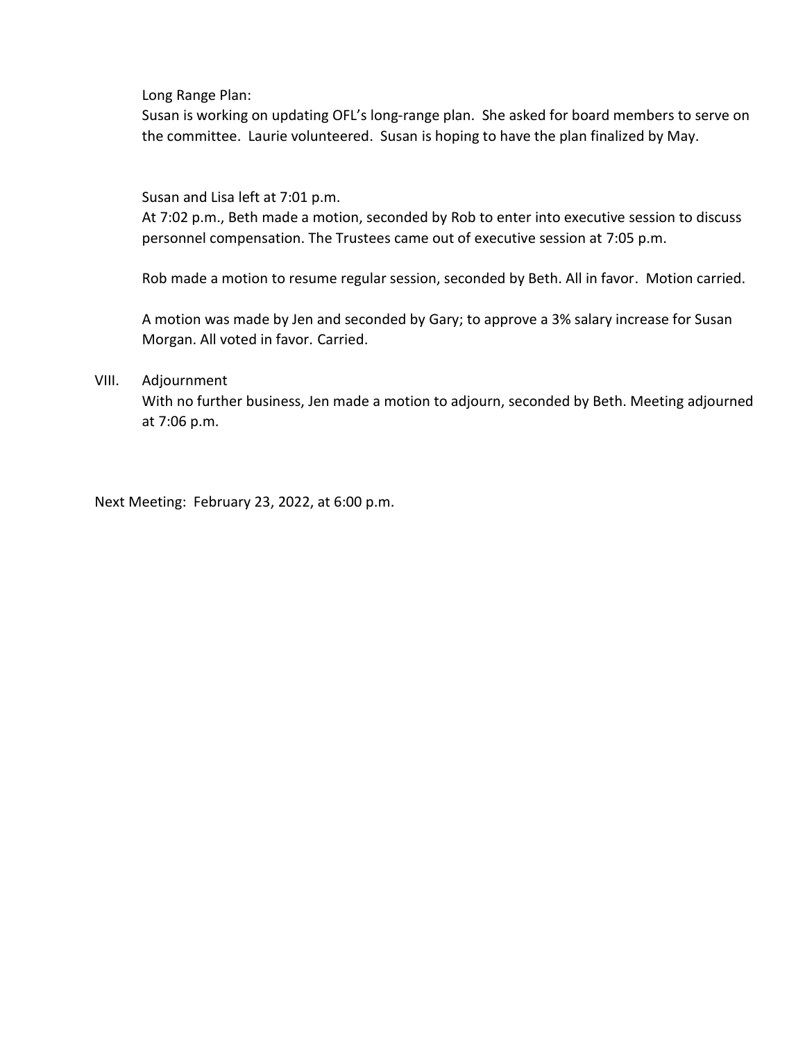Long Range Plan:

Susan is working on updating OFL's long-range plan. She asked for board members to serve on the committee. Laurie volunteered. Susan is hoping to have the plan finalized by May.

Susan and Lisa left at 7:01 p.m.

At 7:02 p.m., Beth made a motion, seconded by Rob to enter into executive session to discuss personnel compensation. The Trustees came out of executive session at 7:05 p.m.

Rob made a motion to resume regular session, seconded by Beth. All in favor. Motion carried.

A motion was made by Jen and seconded by Gary; to approve a 3% salary increase for Susan Morgan. All voted in favor. Carried.

VIII. Adjournment

With no further business, Jen made a motion to adjourn, seconded by Beth. Meeting adjourned at 7:06 p.m.

Next Meeting: February 23, 2022, at 6:00 p.m.